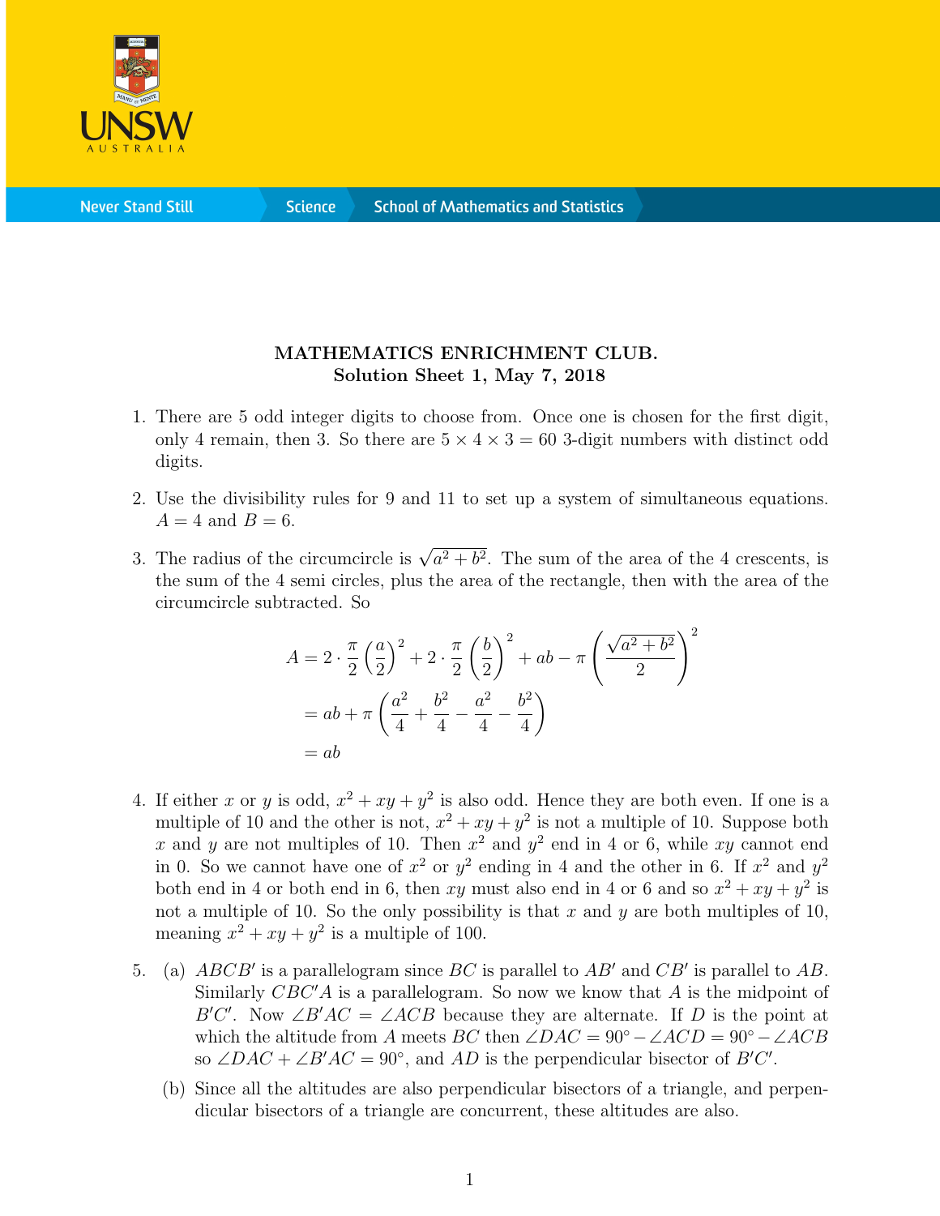**MATHEMATICS ENRICHMENT CLUB.**
**Solution Sheet 1, May 7, 2018**

1. There are 5 odd integer digits to choose from. Once one is chosen for the first digit, only 4 remain, then 3. So there are $5 \times 4 \times 3 = 60$ 3-digit numbers with distinct odd digits.

2. Use the divisibility rules for 9 and 11 to set up a system of simultaneous equations. $A = 4$ and $B = 6$.

3. The radius of the circumcircle is $\sqrt{a^2 + b^2}$. The sum of the area of the 4 crescents, is the sum of the 4 semi circles, plus the area of the rectangle, then with the area of the circumcircle subtracted. So

$$\begin{aligned}
A &= 2 \cdot \frac{\pi}{2}\left(\frac{a}{2}\right)^2 + 2 \cdot \frac{\pi}{2}\left(\frac{b}{2}\right)^2 + ab - \pi\left(\frac{\sqrt{a^2+b^2}}{2}\right)^2 \\
&= ab + \pi\left(\frac{a^2}{4} + \frac{b^2}{4} - \frac{a^2}{4} - \frac{b^2}{4}\right) \\
&= ab
\end{aligned}$$

4. If either $x$ or $y$ is odd, $x^2 + xy + y^2$ is also odd. Hence they are both even. If one is a multiple of 10 and the other is not, $x^2 + xy + y^2$ is not a multiple of 10. Suppose both $x$ and $y$ are not multiples of 10. Then $x^2$ and $y^2$ end in 4 or 6, while $xy$ cannot end in 0. So we cannot have one of $x^2$ or $y^2$ ending in 4 and the other in 6. If $x^2$ and $y^2$ both end in 4 or both end in 6, then $xy$ must also end in 4 or 6 and so $x^2 + xy + y^2$ is not a multiple of 10. So the only possibility is that $x$ and $y$ are both multiples of 10, meaning $x^2 + xy + y^2$ is a multiple of 100.

5. (a) $ABCB'$ is a parallelogram since $BC$ is parallel to $AB'$ and $CB'$ is parallel to $AB$. Similarly $CBC'A$ is a parallelogram. So now we know that $A$ is the midpoint of $B'C'$. Now $\angle B'AC = \angle ACB$ because they are alternate. If $D$ is the point at which the altitude from $A$ meets $BC$ then $\angle DAC = 90^\circ - \angle ACD = 90^\circ - \angle ACB$ so $\angle DAC + \angle B'AC = 90^\circ$, and $AD$ is the perpendicular bisector of $B'C'$.

   (b) Since all the altitudes are also perpendicular bisectors of a triangle, and perpendicular bisectors of a triangle are concurrent, these altitudes are also.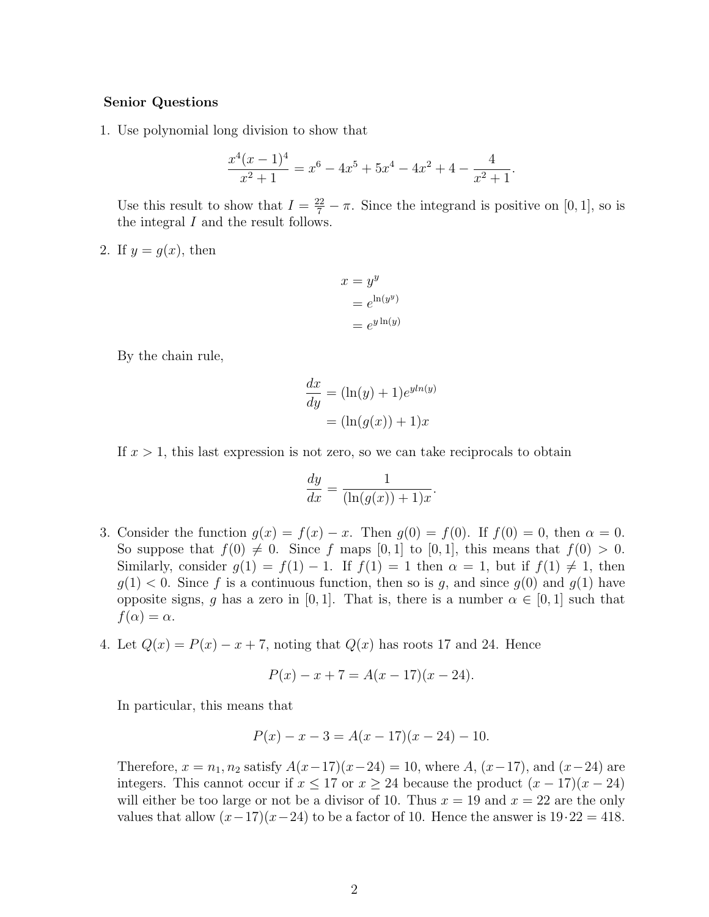**Senior Questions**

1. Use polynomial long division to show that

$$\frac{x^4(x-1)^4}{x^2+1} = x^6 - 4x^5 + 5x^4 - 4x^2 + 4 - \frac{4}{x^2+1}.$$

Use this result to show that $I = \frac{22}{7} - \pi$. Since the integrand is positive on $[0, 1]$, so is the integral $I$ and the result follows.

2. If $y = g(x)$, then

$$\begin{aligned} x &= y^y \\ &= e^{\ln(y^y)} \\ &= e^{y\ln(y)} \end{aligned}$$

By the chain rule,

$$\begin{aligned} \frac{dx}{dy} &= (\ln(y) + 1)e^{yln(y)} \\ &= (\ln(g(x)) + 1)x \end{aligned}$$

If $x > 1$, this last expression is not zero, so we can take reciprocals to obtain

$$\frac{dy}{dx} = \frac{1}{(\ln(g(x)) + 1)x}.$$

3. Consider the function $g(x) = f(x) - x$. Then $g(0) = f(0)$. If $f(0) = 0$, then $\alpha = 0$. So suppose that $f(0) \neq 0$. Since $f$ maps $[0, 1]$ to $[0, 1]$, this means that $f(0) > 0$. Similarly, consider $g(1) = f(1) - 1$. If $f(1) = 1$ then $\alpha = 1$, but if $f(1) \neq 1$, then $g(1) < 0$. Since $f$ is a continuous function, then so is $g$, and since $g(0)$ and $g(1)$ have opposite signs, $g$ has a zero in $[0, 1]$. That is, there is a number $\alpha \in [0, 1]$ such that $f(\alpha) = \alpha$.

4. Let $Q(x) = P(x) - x + 7$, noting that $Q(x)$ has roots 17 and 24. Hence

$$P(x) - x + 7 = A(x - 17)(x - 24).$$

In particular, this means that

$$P(x) - x - 3 = A(x - 17)(x - 24) - 10.$$

Therefore, $x = n_1, n_2$ satisfy $A(x-17)(x-24) = 10$, where $A$, $(x-17)$, and $(x-24)$ are integers. This cannot occur if $x \leq 17$ or $x \geq 24$ because the product $(x - 17)(x - 24)$ will either be too large or not be a divisor of 10. Thus $x = 19$ and $x = 22$ are the only values that allow $(x-17)(x-24)$ to be a factor of 10. Hence the answer is $19 \cdot 22 = 418$.